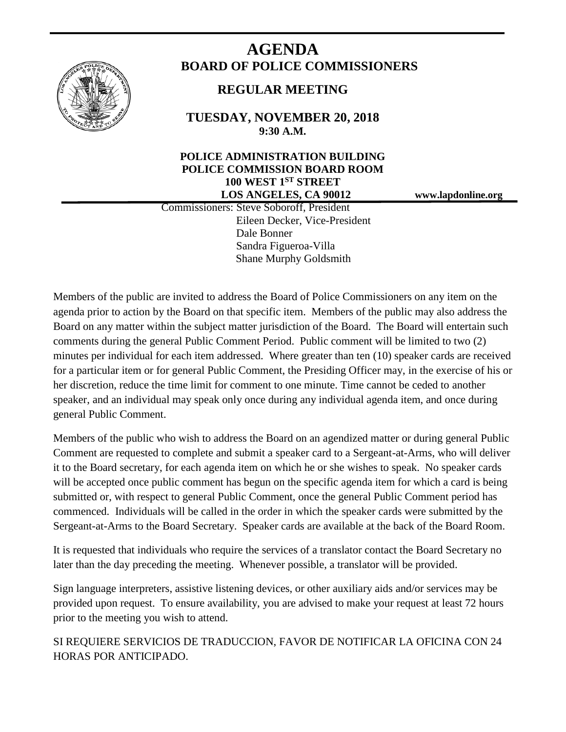# AGENDA

## BOARD OF POLICE COMMISSIONERS

### REGULAR MEETING

**TUESDAY, NOVEMBER 20, 2018**
**9:30 A.M.**

**POLICE ADMINISTRATION BUILDING**
**POLICE COMMISSION BOARD ROOM**
**100 WEST 1ST STREET**
**LOS ANGELES, CA 90012**

**www.lapdonline.org**

Commissioners: Steve Soboroff, President
Eileen Decker, Vice-President
Dale Bonner
Sandra Figueroa-Villa
Shane Murphy Goldsmith

Members of the public are invited to address the Board of Police Commissioners on any item on the agenda prior to action by the Board on that specific item. Members of the public may also address the Board on any matter within the subject matter jurisdiction of the Board. The Board will entertain such comments during the general Public Comment Period. Public comment will be limited to two (2) minutes per individual for each item addressed. Where greater than ten (10) speaker cards are received for a particular item or for general Public Comment, the Presiding Officer may, in the exercise of his or her discretion, reduce the time limit for comment to one minute. Time cannot be ceded to another speaker, and an individual may speak only once during any individual agenda item, and once during general Public Comment.

Members of the public who wish to address the Board on an agendized matter or during general Public Comment are requested to complete and submit a speaker card to a Sergeant-at-Arms, who will deliver it to the Board secretary, for each agenda item on which he or she wishes to speak. No speaker cards will be accepted once public comment has begun on the specific agenda item for which a card is being submitted or, with respect to general Public Comment, once the general Public Comment period has commenced. Individuals will be called in the order in which the speaker cards were submitted by the Sergeant-at-Arms to the Board Secretary. Speaker cards are available at the back of the Board Room.

It is requested that individuals who require the services of a translator contact the Board Secretary no later than the day preceding the meeting. Whenever possible, a translator will be provided.

Sign language interpreters, assistive listening devices, or other auxiliary aids and/or services may be provided upon request. To ensure availability, you are advised to make your request at least 72 hours prior to the meeting you wish to attend.

SI REQUIERE SERVICIOS DE TRADUCCION, FAVOR DE NOTIFICAR LA OFICINA CON 24 HORAS POR ANTICIPADO.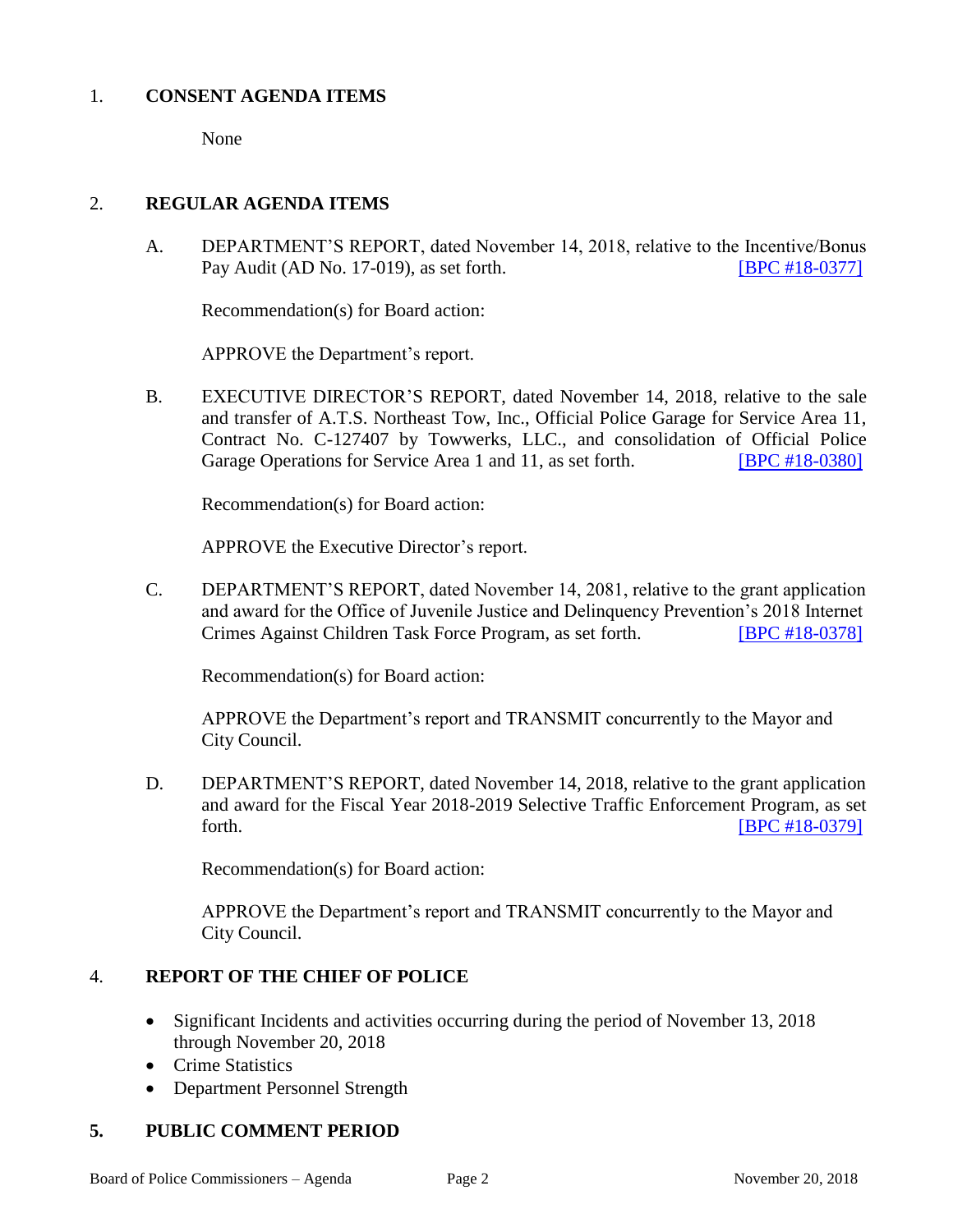1. **CONSENT AGENDA ITEMS**

   None

2. **REGULAR AGENDA ITEMS**

   A. DEPARTMENT'S REPORT, dated November 14, 2018, relative to the Incentive/Bonus Pay Audit (AD No. 17-019), as set forth. [BPC #18-0377]

   Recommendation(s) for Board action:

   APPROVE the Department's report.

   B. EXECUTIVE DIRECTOR'S REPORT, dated November 14, 2018, relative to the sale and transfer of A.T.S. Northeast Tow, Inc., Official Police Garage for Service Area 11, Contract No. C-127407 by Towwerks, LLC., and consolidation of Official Police Garage Operations for Service Area 1 and 11, as set forth. [BPC #18-0380]

   Recommendation(s) for Board action:

   APPROVE the Executive Director's report.

   C. DEPARTMENT'S REPORT, dated November 14, 2081, relative to the grant application and award for the Office of Juvenile Justice and Delinquency Prevention's 2018 Internet Crimes Against Children Task Force Program, as set forth. [BPC #18-0378]

   Recommendation(s) for Board action:

   APPROVE the Department's report and TRANSMIT concurrently to the Mayor and City Council.

   D. DEPARTMENT'S REPORT, dated November 14, 2018, relative to the grant application and award for the Fiscal Year 2018-2019 Selective Traffic Enforcement Program, as set forth. [BPC #18-0379]

   Recommendation(s) for Board action:

   APPROVE the Department's report and TRANSMIT concurrently to the Mayor and City Council.

4. **REPORT OF THE CHIEF OF POLICE**

   - Significant Incidents and activities occurring during the period of November 13, 2018 through November 20, 2018
   - Crime Statistics
   - Department Personnel Strength

5. **PUBLIC COMMENT PERIOD**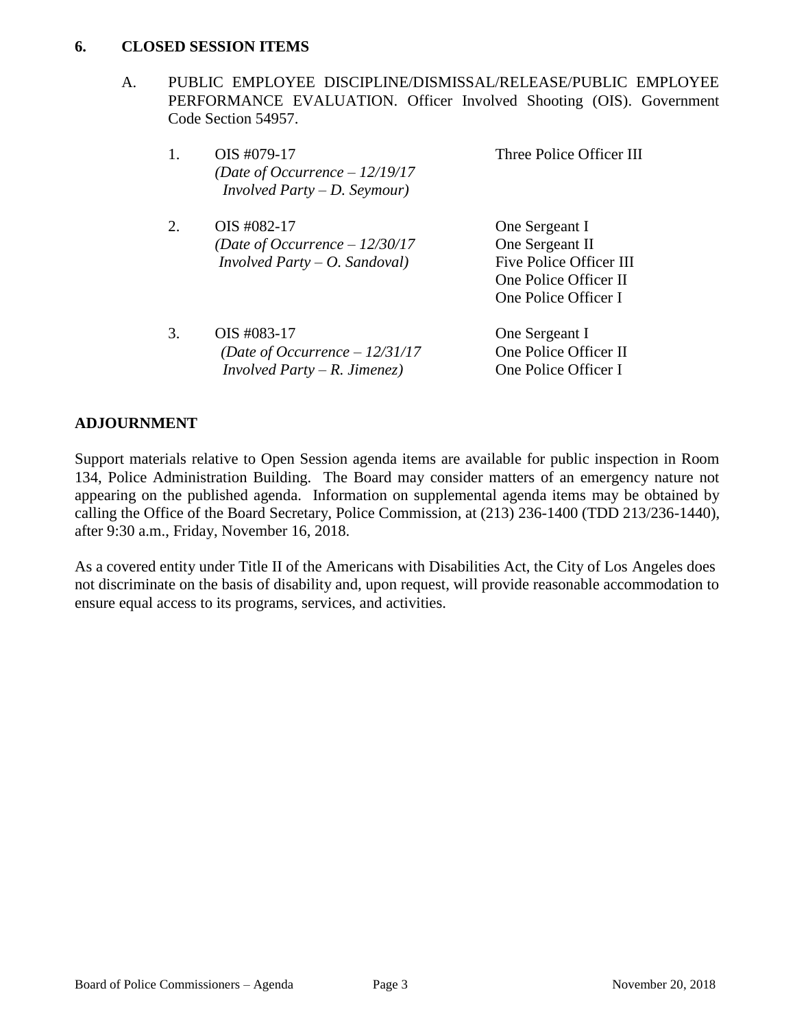**6. CLOSED SESSION ITEMS**

A. PUBLIC EMPLOYEE DISCIPLINE/DISMISSAL/RELEASE/PUBLIC EMPLOYEE PERFORMANCE EVALUATION. Officer Involved Shooting (OIS). Government Code Section 54957.

| | | |
|---|---|---|
| 1. | OIS #079-17<br>*(Date of Occurrence – 12/19/17*<br>*Involved Party – D. Seymour)* | Three Police Officer III |
| 2. | OIS #082-17<br>*(Date of Occurrence – 12/30/17*<br>*Involved Party – O. Sandoval)* | One Sergeant I<br>One Sergeant II<br>Five Police Officer III<br>One Police Officer II<br>One Police Officer I |
| 3. | OIS #083-17<br>*(Date of Occurrence – 12/31/17*<br>*Involved Party – R. Jimenez)* | One Sergeant I<br>One Police Officer II<br>One Police Officer I |

**ADJOURNMENT**

Support materials relative to Open Session agenda items are available for public inspection in Room 134, Police Administration Building. The Board may consider matters of an emergency nature not appearing on the published agenda. Information on supplemental agenda items may be obtained by calling the Office of the Board Secretary, Police Commission, at (213) 236-1400 (TDD 213/236-1440), after 9:30 a.m., Friday, November 16, 2018.

As a covered entity under Title II of the Americans with Disabilities Act, the City of Los Angeles does not discriminate on the basis of disability and, upon request, will provide reasonable accommodation to ensure equal access to its programs, services, and activities.